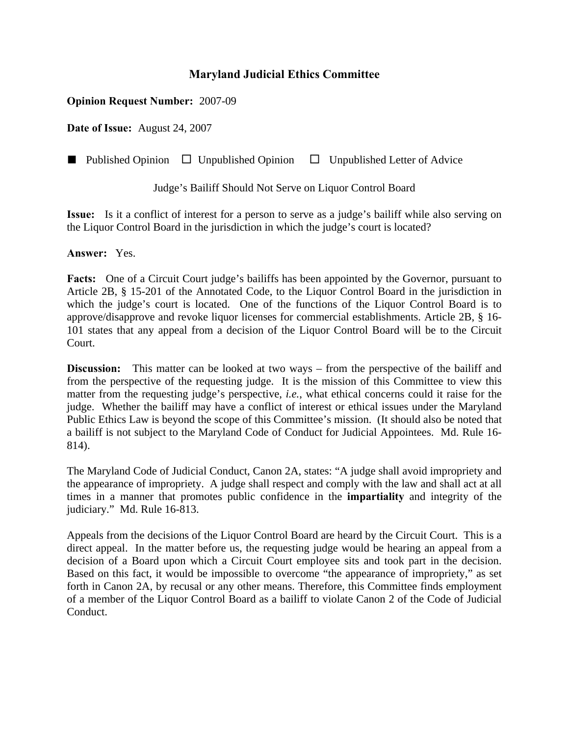# Maryland Judicial Ethics Committee

**Opinion Request Number:** 2007-09

**Date of Issue:** August 24, 2007

■ Published Opinion ☐ Unpublished Opinion ☐ Unpublished Letter of Advice

Judge's Bailiff Should Not Serve on Liquor Control Board

**Issue:** Is it a conflict of interest for a person to serve as a judge's bailiff while also serving on the Liquor Control Board in the jurisdiction in which the judge's court is located?

**Answer:** Yes.

**Facts:** One of a Circuit Court judge's bailiffs has been appointed by the Governor, pursuant to Article 2B, § 15-201 of the Annotated Code, to the Liquor Control Board in the jurisdiction in which the judge's court is located. One of the functions of the Liquor Control Board is to approve/disapprove and revoke liquor licenses for commercial establishments. Article 2B, § 16-101 states that any appeal from a decision of the Liquor Control Board will be to the Circuit Court.

**Discussion:** This matter can be looked at two ways – from the perspective of the bailiff and from the perspective of the requesting judge. It is the mission of this Committee to view this matter from the requesting judge's perspective, *i.e.*, what ethical concerns could it raise for the judge. Whether the bailiff may have a conflict of interest or ethical issues under the Maryland Public Ethics Law is beyond the scope of this Committee's mission. (It should also be noted that a bailiff is not subject to the Maryland Code of Conduct for Judicial Appointees. Md. Rule 16-814).

The Maryland Code of Judicial Conduct, Canon 2A, states: "A judge shall avoid impropriety and the appearance of impropriety. A judge shall respect and comply with the law and shall act at all times in a manner that promotes public confidence in the **impartiality** and integrity of the judiciary." Md. Rule 16-813.

Appeals from the decisions of the Liquor Control Board are heard by the Circuit Court. This is a direct appeal. In the matter before us, the requesting judge would be hearing an appeal from a decision of a Board upon which a Circuit Court employee sits and took part in the decision. Based on this fact, it would be impossible to overcome "the appearance of impropriety," as set forth in Canon 2A, by recusal or any other means. Therefore, this Committee finds employment of a member of the Liquor Control Board as a bailiff to violate Canon 2 of the Code of Judicial Conduct.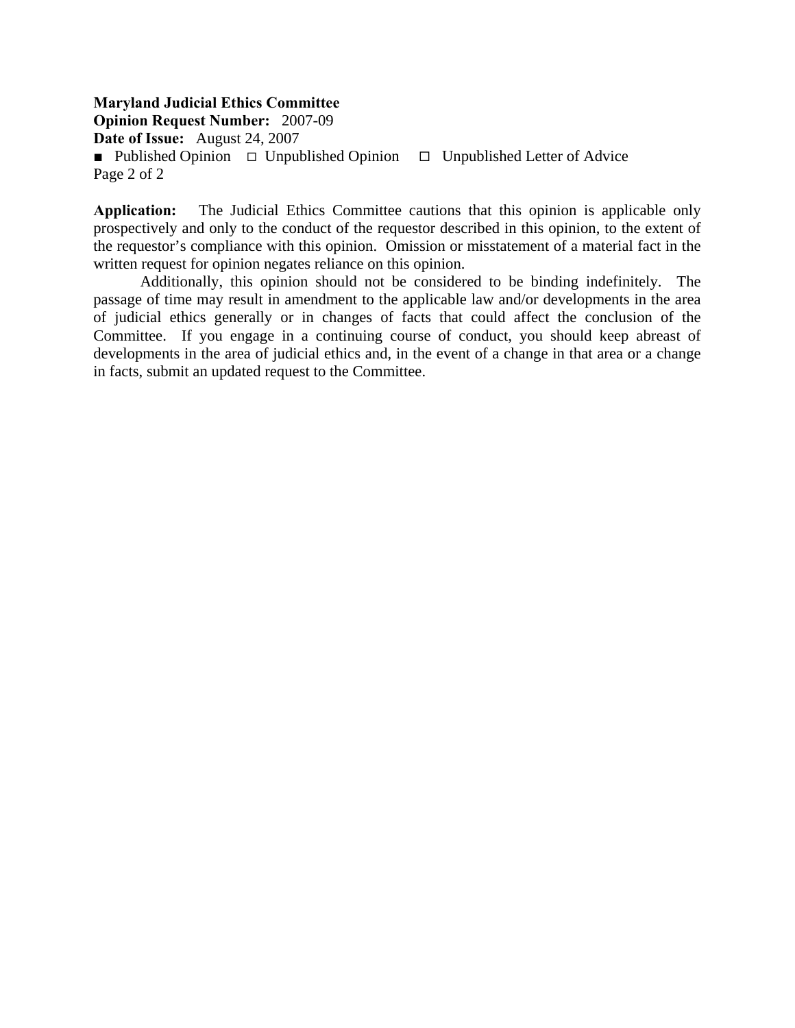**Application:** The Judicial Ethics Committee cautions that this opinion is applicable only prospectively and only to the conduct of the requestor described in this opinion, to the extent of the requestor's compliance with this opinion. Omission or misstatement of a material fact in the written request for opinion negates reliance on this opinion.

Additionally, this opinion should not be considered to be binding indefinitely. The passage of time may result in amendment to the applicable law and/or developments in the area of judicial ethics generally or in changes of facts that could affect the conclusion of the Committee. If you engage in a continuing course of conduct, you should keep abreast of developments in the area of judicial ethics and, in the event of a change in that area or a change in facts, submit an updated request to the Committee.